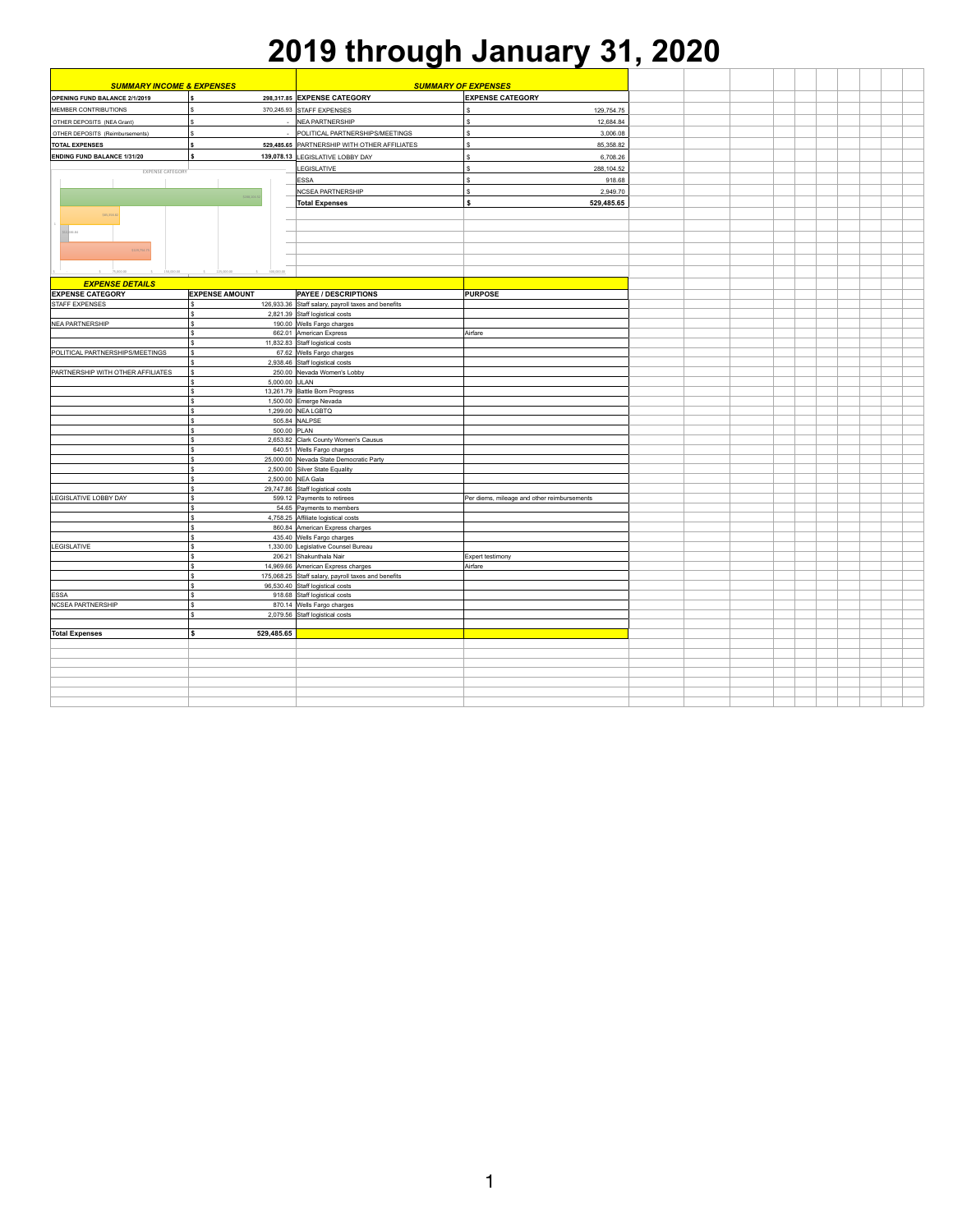# 2019 through January 31, 2020

| SUMMARY INCOME & EXPENSES | | SUMMARY OF EXPENSES | |
|---|---|---|---|
| OPENING FUND BALANCE 2/1/2019 | $ 298,317.85 | EXPENSE CATEGORY | EXPENSE CATEGORY |
| MEMBER CONTRIBUTIONS | $ 370,245.93 | STAFF EXPENSES | $ 129,754.75 |
| OTHER DEPOSITS (NEA Grant) | $ - | NEA PARTNERSHIP | $ 12,684.84 |
| OTHER DEPOSITS (Reimbursements) | $ - | POLITICAL PARTNERSHIPS/MEETINGS | $ 3,006.08 |
| TOTAL EXPENSES | $ 529,485.65 | PARTNERSHIP WITH OTHER AFFILIATES | $ 85,358.82 |
| ENDING FUND BALANCE 1/31/20 | $ 139,078.13 | LEGISLATIVE LOBBY DAY | $ 6,708.26 |
| | | LEGISLATIVE | $ 288,104.52 |
| | | ESSA | $ 918.68 |
| | | NCSEA PARTNERSHIP | $ 2,949.70 |
| | | **Total Expenses** | **$ 529,485.65** |

| EXPENSE DETAILS | | | |
|---|---|---|---|
| EXPENSE CATEGORY | EXPENSE AMOUNT | PAYEE / DESCRIPTIONS | PURPOSE |
| STAFF EXPENSES | $ 126,933.36 | Staff salary, payroll taxes and benefits | |
| | $ 2,821.39 | Staff logistical costs | |
| NEA PARTNERSHIP | $ 190.00 | Wells Fargo charges | |
| | $ 662.01 | American Express | Airfare |
| | $ 11,832.83 | Staff logistical costs | |
| POLITICAL PARTNERSHIPS/MEETINGS | $ 67.62 | Wells Fargo charges | |
| | $ 2,938.46 | Staff logistical costs | |
| PARTNERSHIP WITH OTHER AFFILIATES | $ 250.00 | Nevada Women's Lobby | |
| | $ 5,000.00 | ULAN | |
| | $ 13,261.79 | Battle Born Progress | |
| | $ 1,500.00 | Emerge Nevada | |
| | $ 1,299.00 | NEA LGBTQ | |
| | $ 505.84 | NALPSE | |
| | $ 500.00 | PLAN | |
| | $ 2,653.82 | Clark County Women's Causus | |
| | $ 640.51 | Wells Fargo charges | |
| | $ 25,000.00 | Nevada State Democratic Party | |
| | $ 2,500.00 | Silver State Equality | |
| | $ 2,500.00 | NEA Gala | |
| | $ 29,747.86 | Staff logistical costs | |
| LEGISLATIVE LOBBY DAY | $ 599.12 | Payments to retirees | Per diems, mileage and other reimbursements |
| | $ 54.65 | Payments to members | |
| | $ 4,758.25 | Affiliate logistical costs | |
| | $ 860.84 | American Express charges | |
| | $ 435.40 | Wells Fargo charges | |
| LEGISLATIVE | $ 1,330.00 | Legislative Counsel Bureau | |
| | $ 206.21 | Shakunthala Nair | Expert testimony |
| | $ 14,969.66 | American Express charges | Airfare |
| | $ 175,068.25 | Staff salary, payroll taxes and benefits | |
| | $ 96,530.40 | Staff logistical costs | |
| ESSA | $ 918.68 | Staff logistical costs | |
| NCSEA PARTNERSHIP | $ 870.14 | Wells Fargo charges | |
| | $ 2,079.56 | Staff logistical costs | |
| | | | |
| **Total Expenses** | **$ 529,485.65** | | |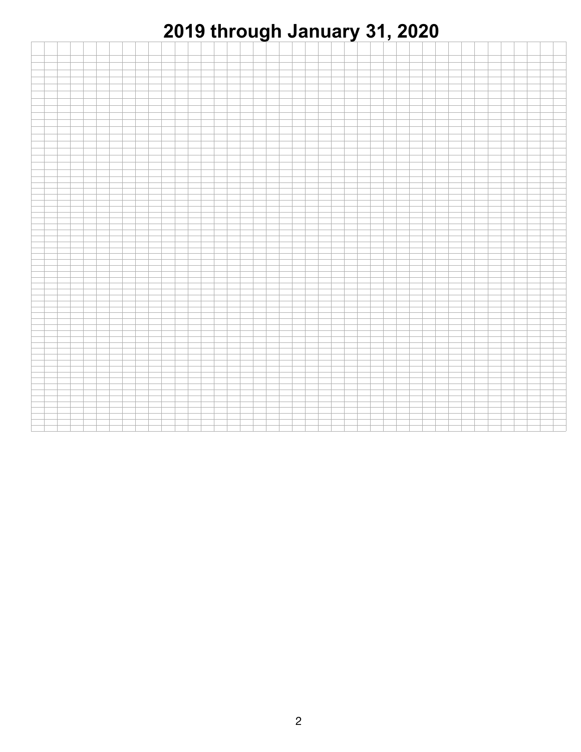# 2019 through January 31, 2020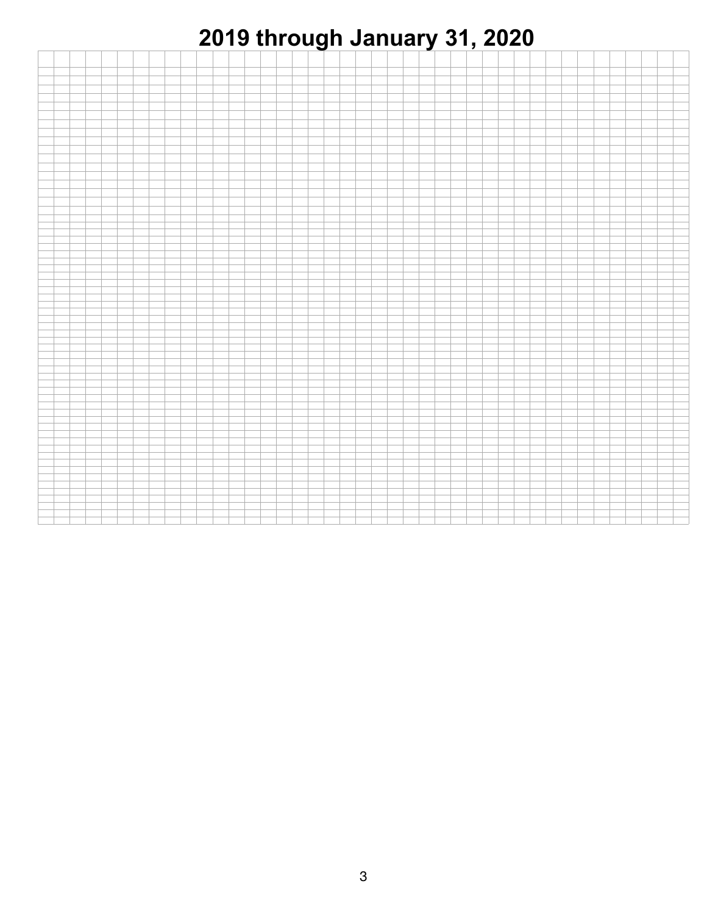# 2019 through January 31, 2020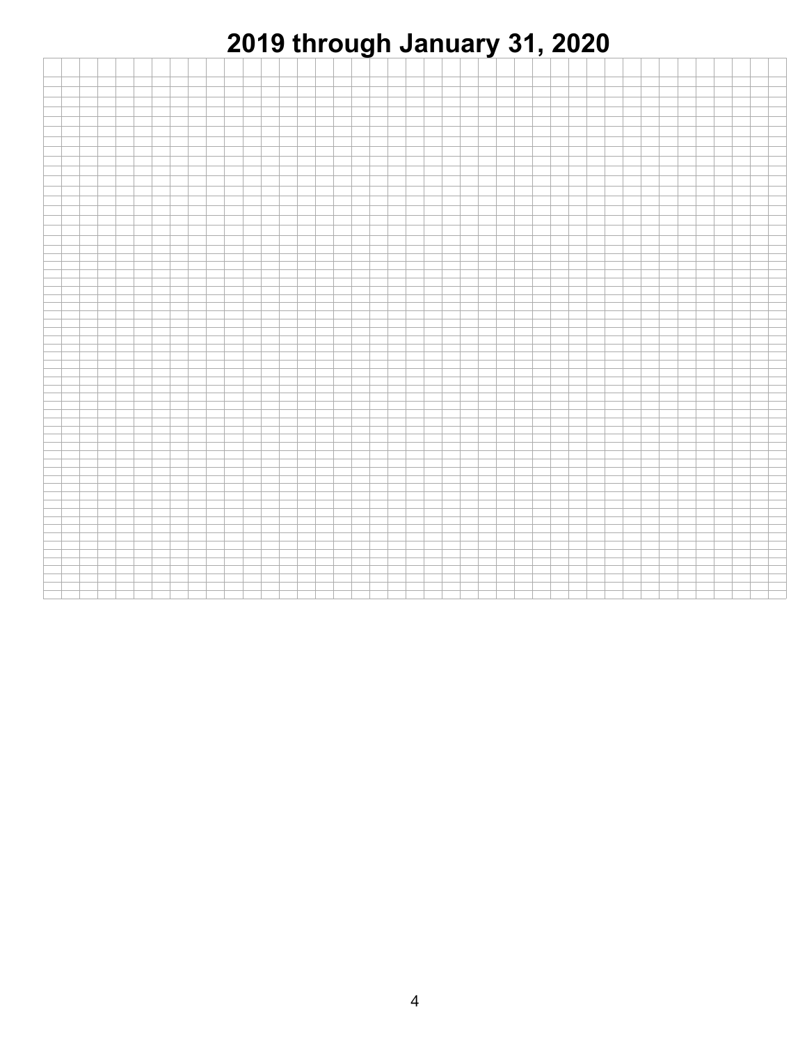# 2019 through January 31, 2020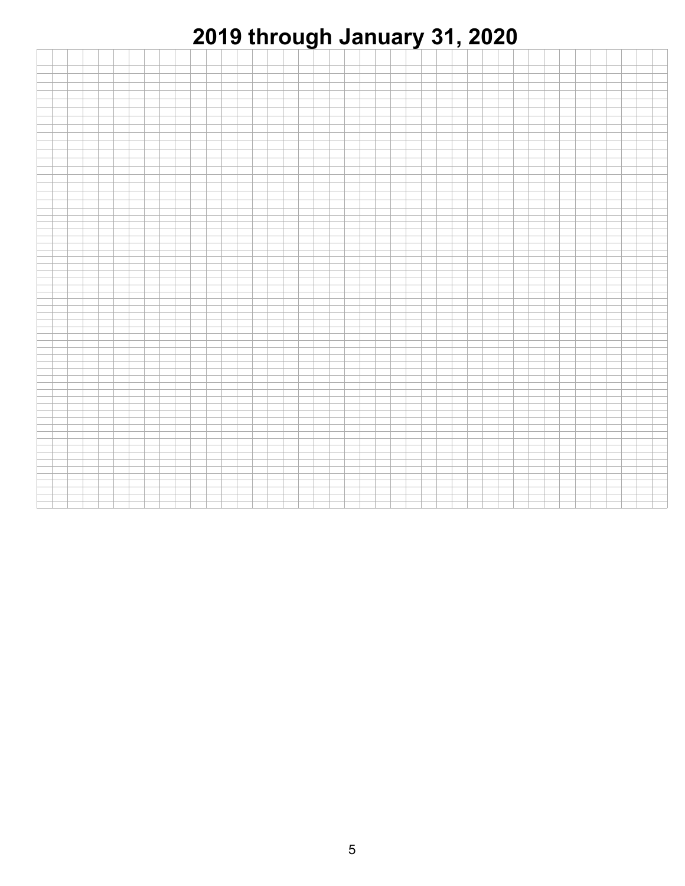# 2019 through January 31, 2020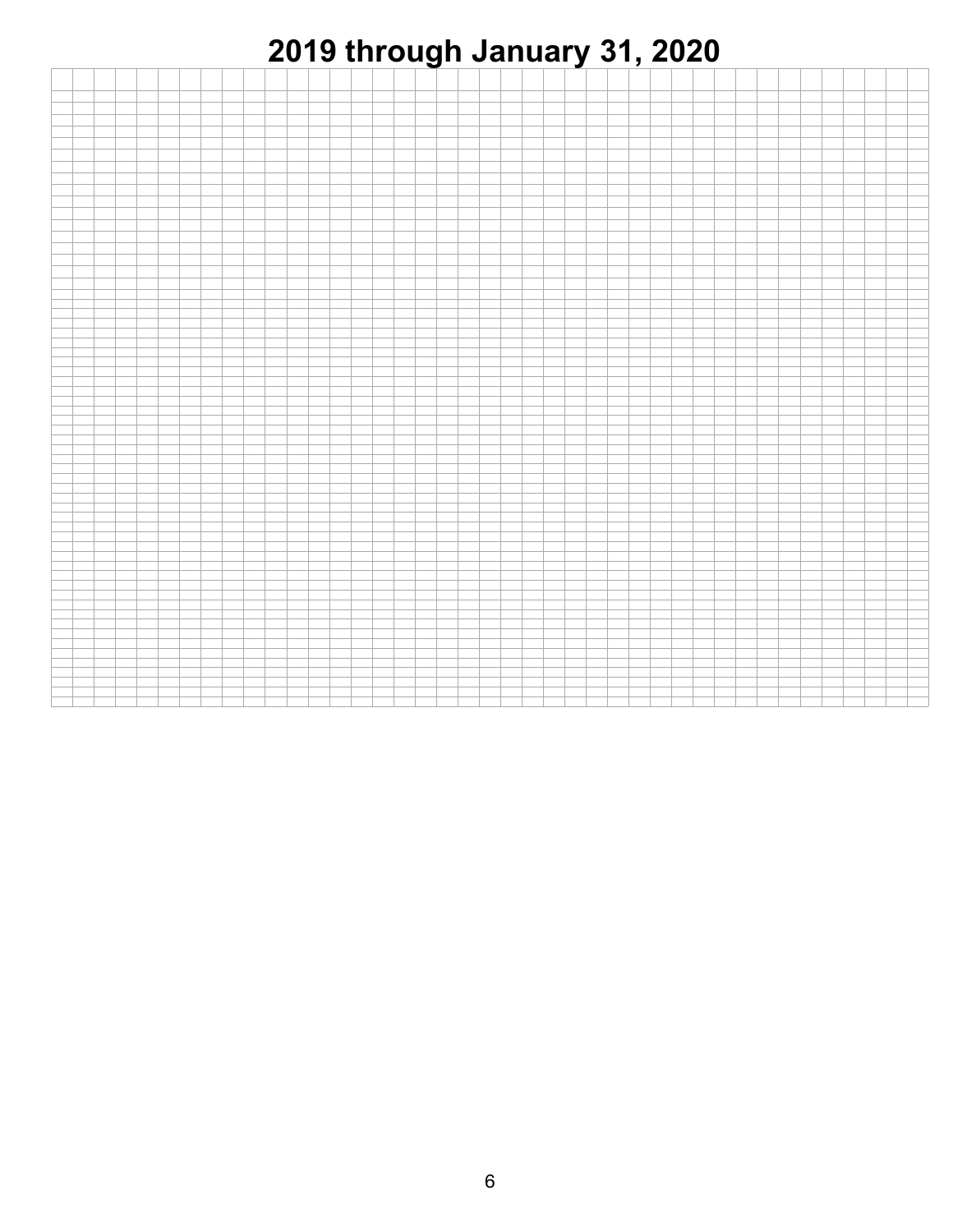# 2019 through January 31, 2020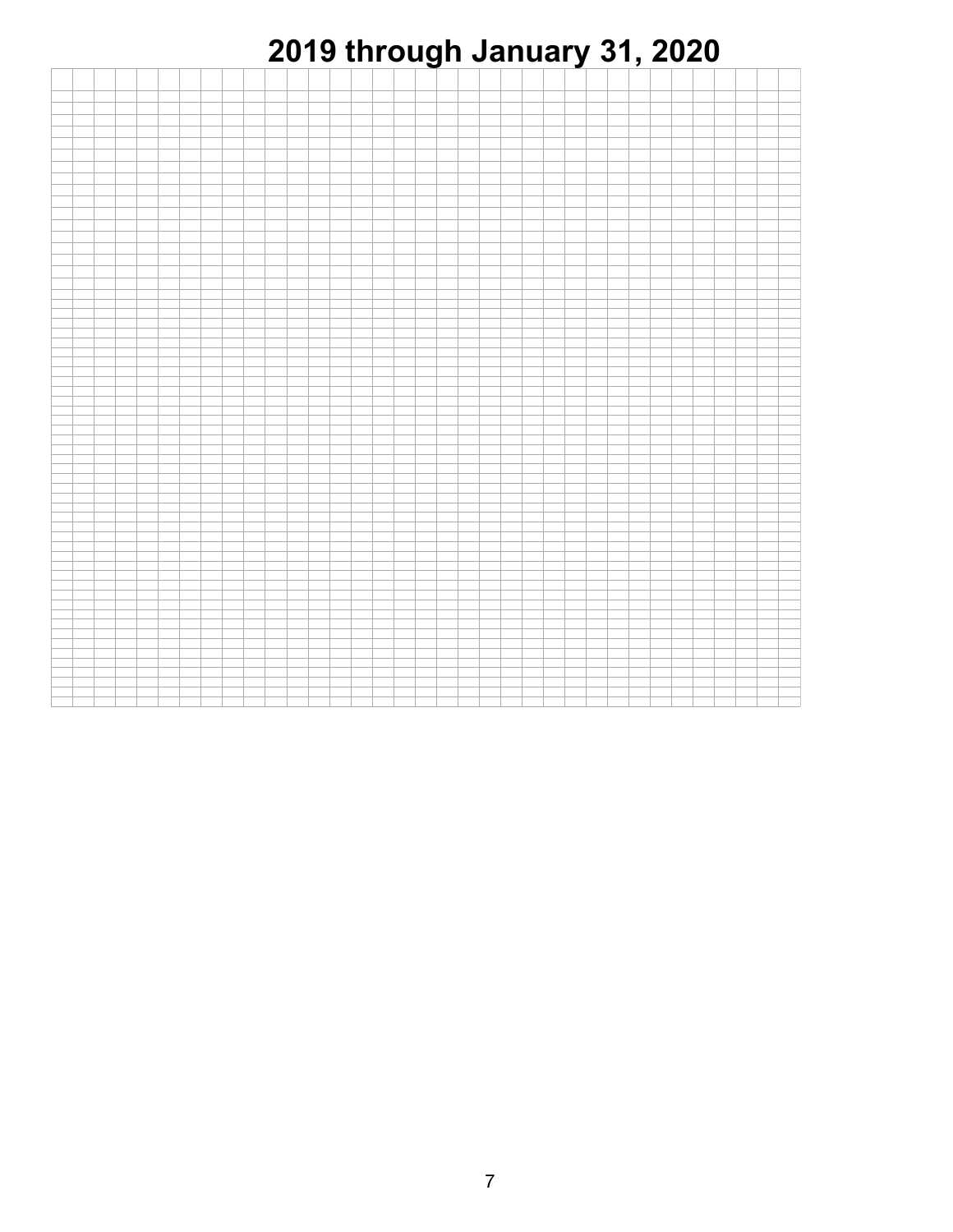# 2019 through January 31, 2020